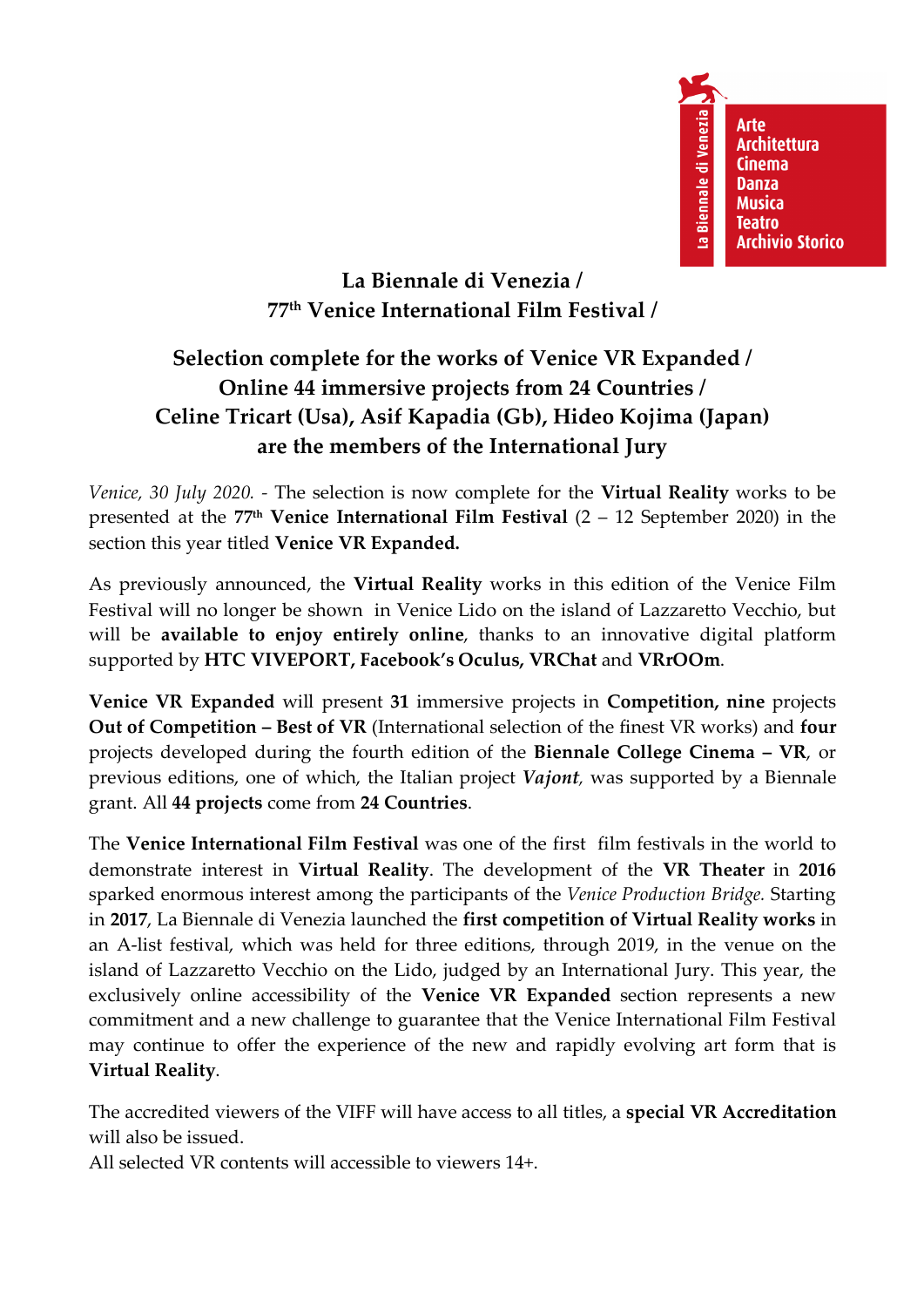Arte
Architettura
Cinema
Danza
Musica
Teatro
Archivio Storico

La Biennale di Venezia

# La Biennale di Venezia / 77th Venice International Film Festival /

## Selection complete for the works of Venice VR Expanded / Online 44 immersive projects from 24 Countries / Celine Tricart (Usa), Asif Kapadia (Gb), Hideo Kojima (Japan) are the members of the International Jury

*Venice, 30 July 2020.* - The selection is now complete for the **Virtual Reality** works to be presented at the **77th Venice International Film Festival** (2 – 12 September 2020) in the section this year titled **Venice VR Expanded.**

As previously announced, the **Virtual Reality** works in this edition of the Venice Film Festival will no longer be shown in Venice Lido on the island of Lazzaretto Vecchio, but will be **available to enjoy entirely online**, thanks to an innovative digital platform supported by **HTC VIVEPORT, Facebook's Oculus, VRChat** and **VRrOOm**.

**Venice VR Expanded** will present **31** immersive projects in **Competition, nine** projects **Out of Competition – Best of VR** (International selection of the finest VR works) and **four** projects developed during the fourth edition of the **Biennale College Cinema – VR**, or previous editions, one of which, the Italian project ***Vajont***, was supported by a Biennale grant. All **44 projects** come from **24 Countries**.

The **Venice International Film Festival** was one of the first film festivals in the world to demonstrate interest in **Virtual Reality**. The development of the **VR Theater** in **2016** sparked enormous interest among the participants of the *Venice Production Bridge*. Starting in **2017**, La Biennale di Venezia launched the **first competition of Virtual Reality works** in an A-list festival, which was held for three editions, through 2019, in the venue on the island of Lazzaretto Vecchio on the Lido, judged by an International Jury. This year, the exclusively online accessibility of the **Venice VR Expanded** section represents a new commitment and a new challenge to guarantee that the Venice International Film Festival may continue to offer the experience of the new and rapidly evolving art form that is **Virtual Reality**.

The accredited viewers of the VIFF will have access to all titles, a **special VR Accreditation** will also be issued.
All selected VR contents will accessible to viewers 14+.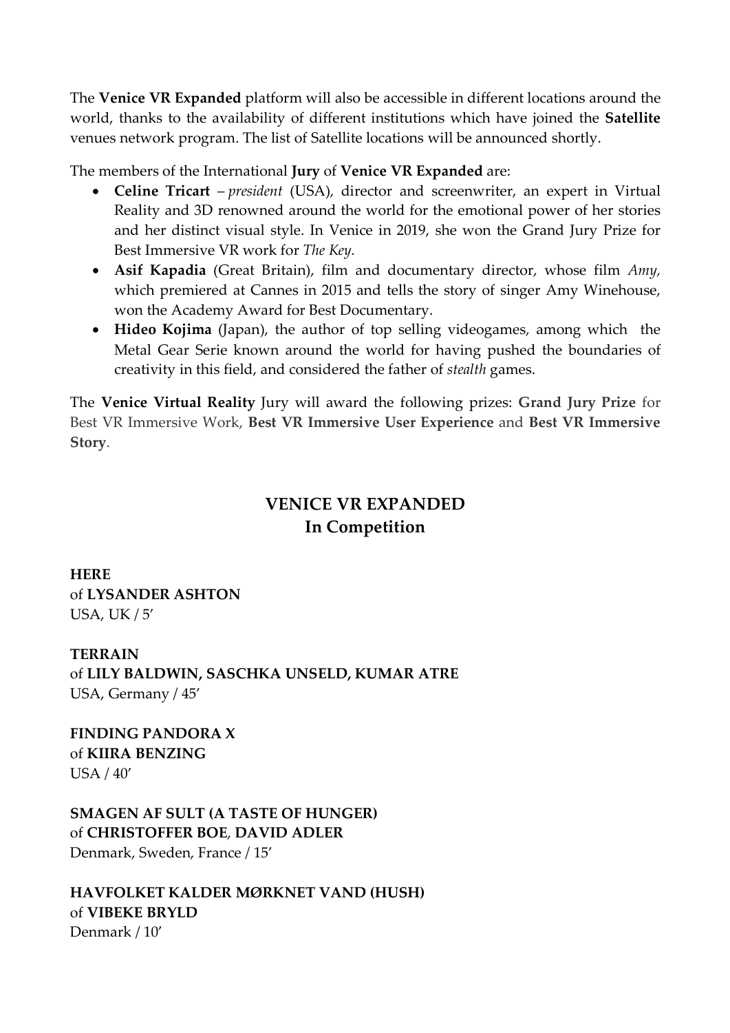The **Venice VR Expanded** platform will also be accessible in different locations around the world, thanks to the availability of different institutions which have joined the **Satellite** venues network program. The list of Satellite locations will be announced shortly.

The members of the International **Jury** of **Venice VR Expanded** are:

- **Celine Tricart** – *president* (USA), director and screenwriter, an expert in Virtual Reality and 3D renowned around the world for the emotional power of her stories and her distinct visual style. In Venice in 2019, she won the Grand Jury Prize for Best Immersive VR work for *The Key*.
- **Asif Kapadia** (Great Britain), film and documentary director, whose film *Amy*, which premiered at Cannes in 2015 and tells the story of singer Amy Winehouse, won the Academy Award for Best Documentary.
- **Hideo Kojima** (Japan), the author of top selling videogames, among which the Metal Gear Serie known around the world for having pushed the boundaries of creativity in this field, and considered the father of *stealth* games.

The **Venice Virtual Reality** Jury will award the following prizes: **Grand Jury Prize** for Best VR Immersive Work, **Best VR Immersive User Experience** and **Best VR Immersive Story**.

## VENICE VR EXPANDED
## In Competition

**HERE**
of **LYSANDER ASHTON**
USA, UK / 5'

**TERRAIN**
of **LILY BALDWIN, SASCHKA UNSELD, KUMAR ATRE**
USA, Germany / 45'

**FINDING PANDORA X**
of **KIIRA BENZING**
USA / 40'

**SMAGEN AF SULT (A TASTE OF HUNGER)**
of **CHRISTOFFER BOE**, **DAVID ADLER**
Denmark, Sweden, France / 15'

**HAVFOLKET KALDER MØRKNET VAND (HUSH)**
of **VIBEKE BRYLD**
Denmark / 10'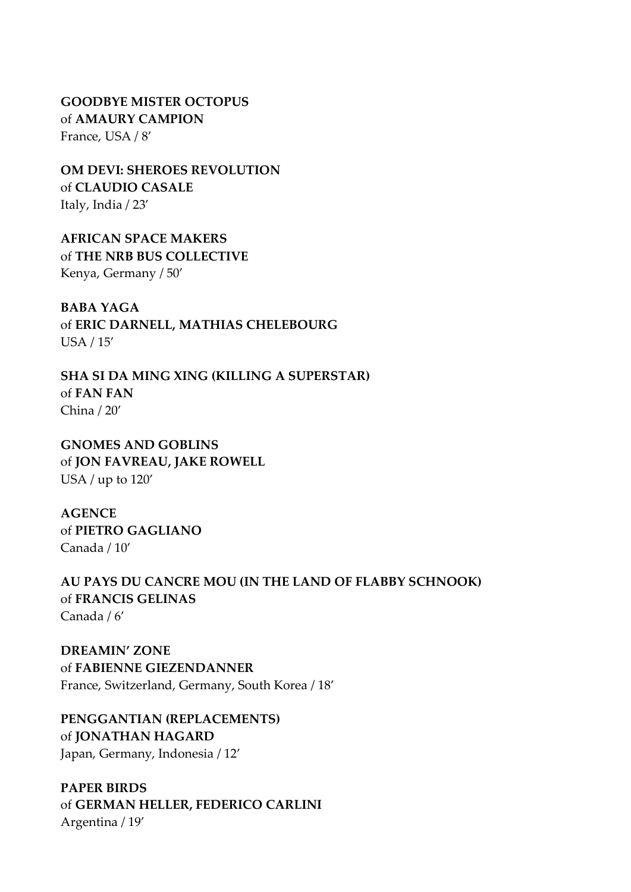**GOODBYE MISTER OCTOPUS**
of **AMAURY CAMPION**
France, USA / 8’

**OM DEVI: SHEROES REVOLUTION**
of **CLAUDIO CASALE**
Italy, India / 23’

**AFRICAN SPACE MAKERS**
of **THE NRB BUS COLLECTIVE**
Kenya, Germany / 50’

**BABA YAGA**
of **ERIC DARNELL, MATHIAS CHELEBOURG**
USA / 15’

**SHA SI DA MING XING (KILLING A SUPERSTAR)**
of **FAN FAN**
China / 20’

**GNOMES AND GOBLINS**
of **JON FAVREAU, JAKE ROWELL**
USA / up to 120’

**AGENCE**
of **PIETRO GAGLIANO**
Canada / 10’

**AU PAYS DU CANCRE MOU (IN THE LAND OF FLABBY SCHNOOK)**
of **FRANCIS GELINAS**
Canada / 6’

**DREAMIN’ ZONE**
of **FABIENNE GIEZENDANNER**
France, Switzerland, Germany, South Korea / 18’

**PENGGANTIAN (REPLACEMENTS)**
of **JONATHAN HAGARD**
Japan, Germany, Indonesia / 12’

**PAPER BIRDS**
of **GERMAN HELLER, FEDERICO CARLINI**
Argentina / 19’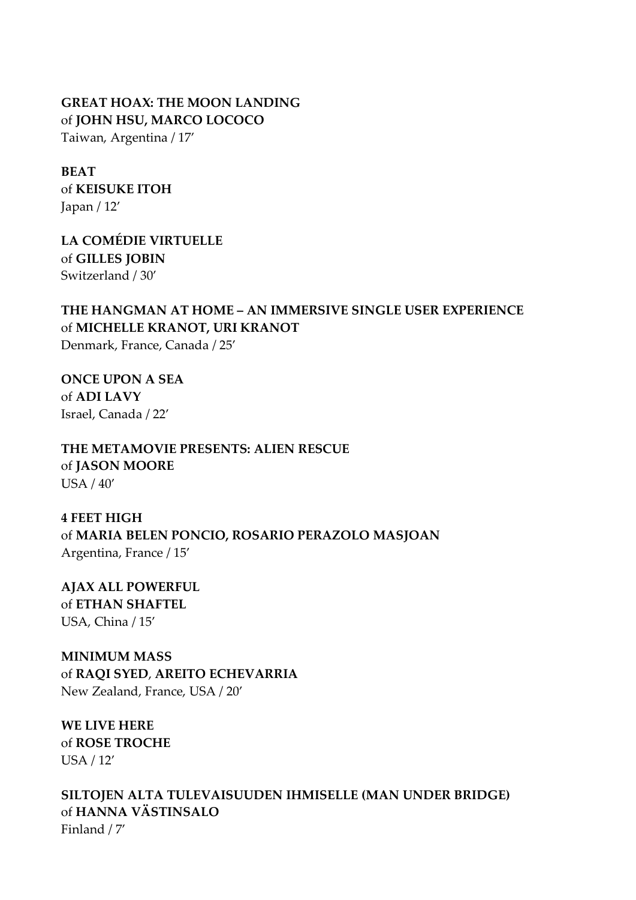**GREAT HOAX: THE MOON LANDING**
of **JOHN HSU, MARCO LOCOCO**
Taiwan, Argentina / 17’

**BEAT**
of **KEISUKE ITOH**
Japan / 12’

**LA COMÉDIE VIRTUELLE**
of **GILLES JOBIN**
Switzerland / 30’

**THE HANGMAN AT HOME – AN IMMERSIVE SINGLE USER EXPERIENCE**
of **MICHELLE KRANOT, URI KRANOT**
Denmark, France, Canada / 25’

**ONCE UPON A SEA**
of **ADI LAVY**
Israel, Canada / 22’

**THE METAMOVIE PRESENTS: ALIEN RESCUE**
of **JASON MOORE**
USA / 40’

**4 FEET HIGH**
of **MARIA BELEN PONCIO, ROSARIO PERAZOLO MASJOAN**
Argentina, France / 15’

**AJAX ALL POWERFUL**
of **ETHAN SHAFTEL**
USA, China / 15’

**MINIMUM MASS**
of **RAQI SYED**, **AREITO ECHEVARRIA**
New Zealand, France, USA / 20’

**WE LIVE HERE**
of **ROSE TROCHE**
USA / 12’

**SILTOJEN ALTA TULEVAISUUDEN IHMISELLE (MAN UNDER BRIDGE)**
of **HANNA VÄSTINSALO**
Finland / 7’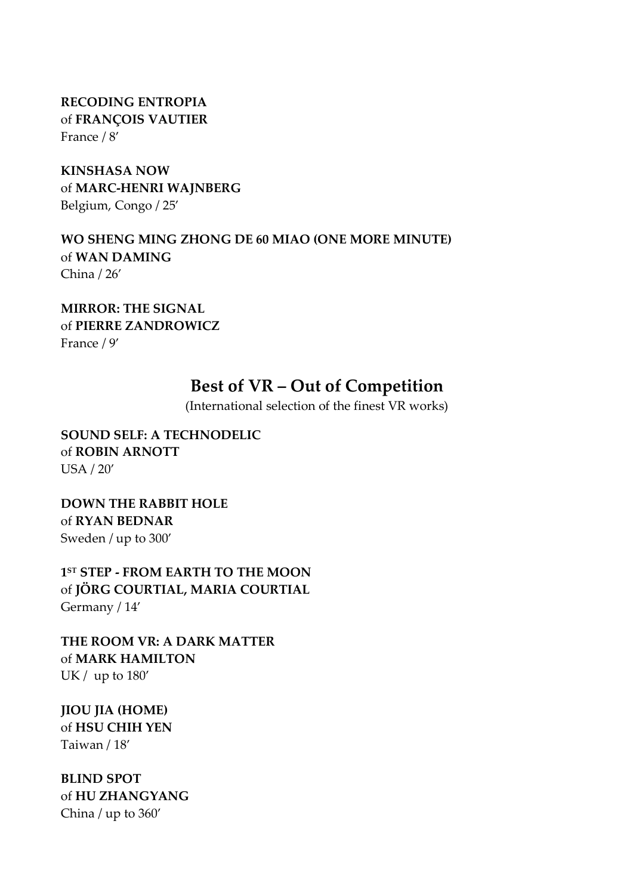**RECODING ENTROPIA**
of **FRANÇOIS VAUTIER**
France / 8’

**KINSHASA NOW**
of **MARC-HENRI WAJNBERG**
Belgium, Congo / 25’

**WO SHENG MING ZHONG DE 60 MIAO (ONE MORE MINUTE)**
of **WAN DAMING**
China / 26’

**MIRROR: THE SIGNAL**
of **PIERRE ZANDROWICZ**
France / 9’

## Best of VR – Out of Competition

(International selection of the finest VR works)

**SOUND SELF: A TECHNODELIC**
of **ROBIN ARNOTT**
USA / 20’

**DOWN THE RABBIT HOLE**
of **RYAN BEDNAR**
Sweden / up to 300’

**1ST STEP - FROM EARTH TO THE MOON**
of **JÖRG COURTIAL, MARIA COURTIAL**
Germany / 14’

**THE ROOM VR: A DARK MATTER**
of **MARK HAMILTON**
UK / up to 180’

**JIOU JIA (HOME)**
of **HSU CHIH YEN**
Taiwan / 18’

**BLIND SPOT**
of **HU ZHANGYANG**
China / up to 360’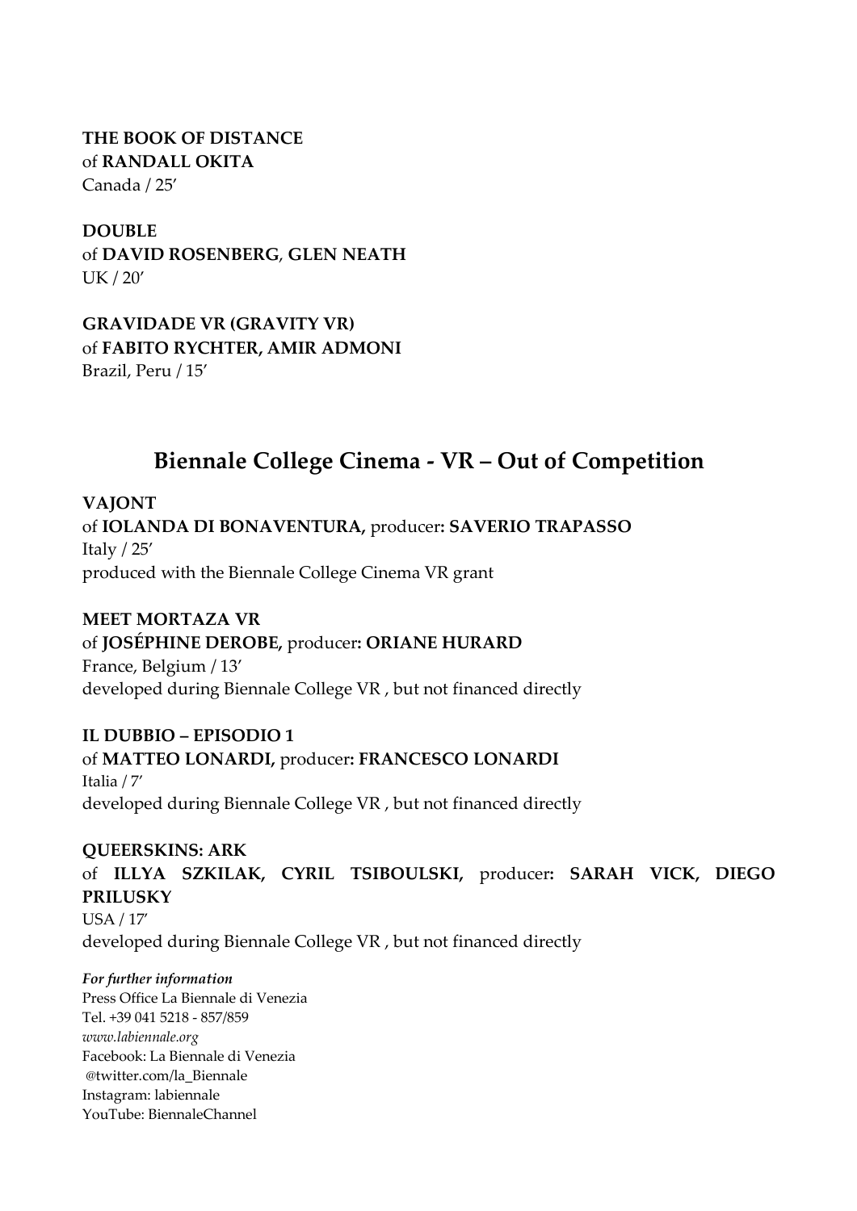**THE BOOK OF DISTANCE**
of **RANDALL OKITA**
Canada / 25’

**DOUBLE**
of **DAVID ROSENBERG**, **GLEN NEATH**
UK / 20’

**GRAVIDADE VR (GRAVITY VR)**
of **FABITO RYCHTER, AMIR ADMONI**
Brazil, Peru / 15’

## Biennale College Cinema - VR – Out of Competition

**VAJONT**
of **IOLANDA DI BONAVENTURA,** producer**: SAVERIO TRAPASSO**
Italy / 25’
produced with the Biennale College Cinema VR grant

**MEET MORTAZA VR**
of **JOSÉPHINE DEROBE,** producer**: ORIANE HURARD**
France, Belgium / 13’
developed during Biennale College VR , but not financed directly

**IL DUBBIO – EPISODIO 1**
of **MATTEO LONARDI,** producer**: FRANCESCO LONARDI**
Italia / 7’
developed during Biennale College VR , but not financed directly

**QUEERSKINS: ARK**
of **ILLYA SZKILAK, CYRIL TSIBOULSKI,** producer**: SARAH VICK, DIEGO PRILUSKY**
USA / 17’
developed during Biennale College VR , but not financed directly

***For further information***
Press Office La Biennale di Venezia
Tel. +39 041 5218 - 857/859
*www.labiennale.org*
Facebook: La Biennale di Venezia
@twitter.com/la_Biennale
Instagram: labiennale
YouTube: BiennaleChannel